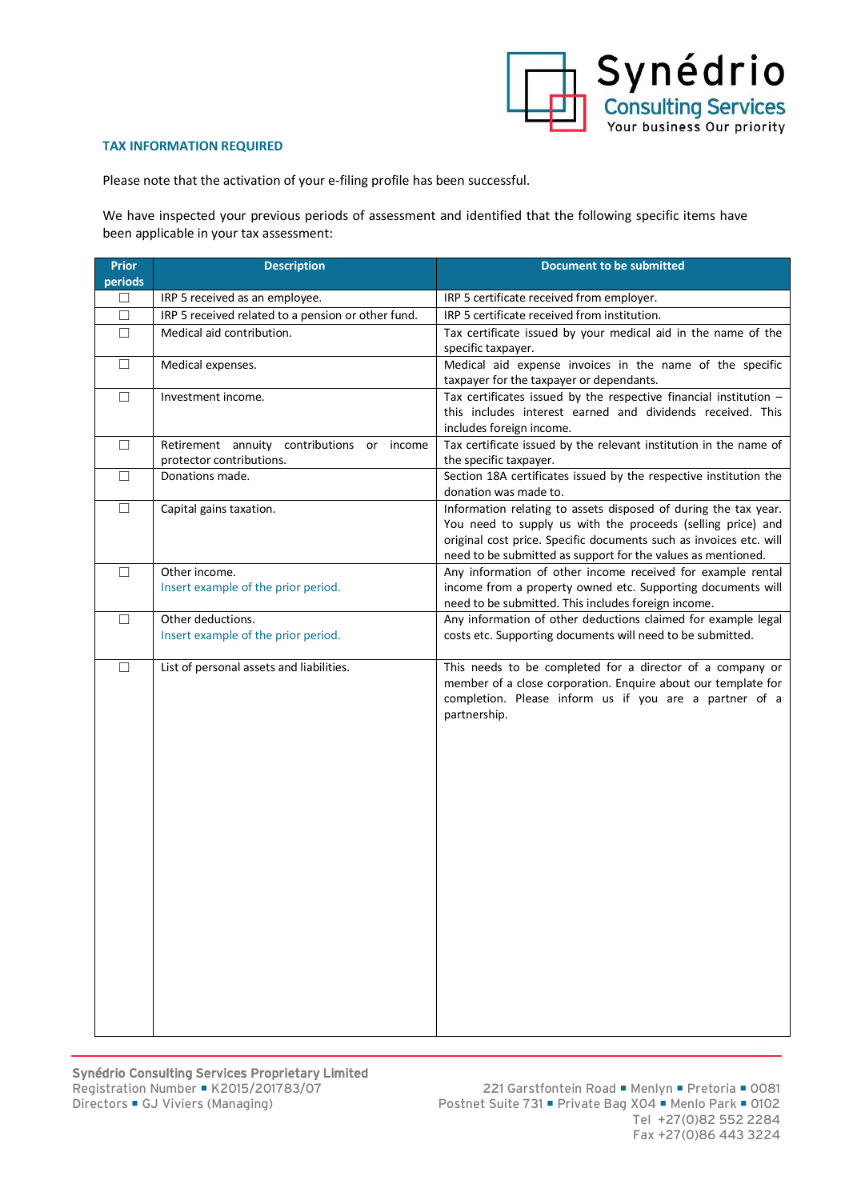**TAX INFORMATION REQUIRED**

Please note that the activation of your e-filing profile has been successful.

We have inspected your previous periods of assessment and identified that the following specific items have been applicable in your tax assessment:

| Prior periods | Description | Document to be submitted |
|---|---|---|
| ☐ | IRP 5 received as an employee. | IRP 5 certificate received from employer. |
| ☐ | IRP 5 received related to a pension or other fund. | IRP 5 certificate received from institution. |
| ☐ | Medical aid contribution. | Tax certificate issued by your medical aid in the name of the specific taxpayer. |
| ☐ | Medical expenses. | Medical aid expense invoices in the name of the specific taxpayer for the taxpayer or dependants. |
| ☐ | Investment income. | Tax certificates issued by the respective financial institution – this includes interest earned and dividends received. This includes foreign income. |
| ☐ | Retirement annuity contributions or income protector contributions. | Tax certificate issued by the relevant institution in the name of the specific taxpayer. |
| ☐ | Donations made. | Section 18A certificates issued by the respective institution the donation was made to. |
| ☐ | Capital gains taxation. | Information relating to assets disposed of during the tax year. You need to supply us with the proceeds (selling price) and original cost price. Specific documents such as invoices etc. will need to be submitted as support for the values as mentioned. |
| ☐ | Other income.<br>Insert example of the prior period. | Any information of other income received for example rental income from a property owned etc. Supporting documents will need to be submitted. This includes foreign income. |
| ☐ | Other deductions.<br>Insert example of the prior period. | Any information of other deductions claimed for example legal costs etc. Supporting documents will need to be submitted. |
| ☐ | List of personal assets and liabilities. | This needs to be completed for a director of a company or member of a close corporation. Enquire about our template for completion. Please inform us if you are a partner of a partnership. |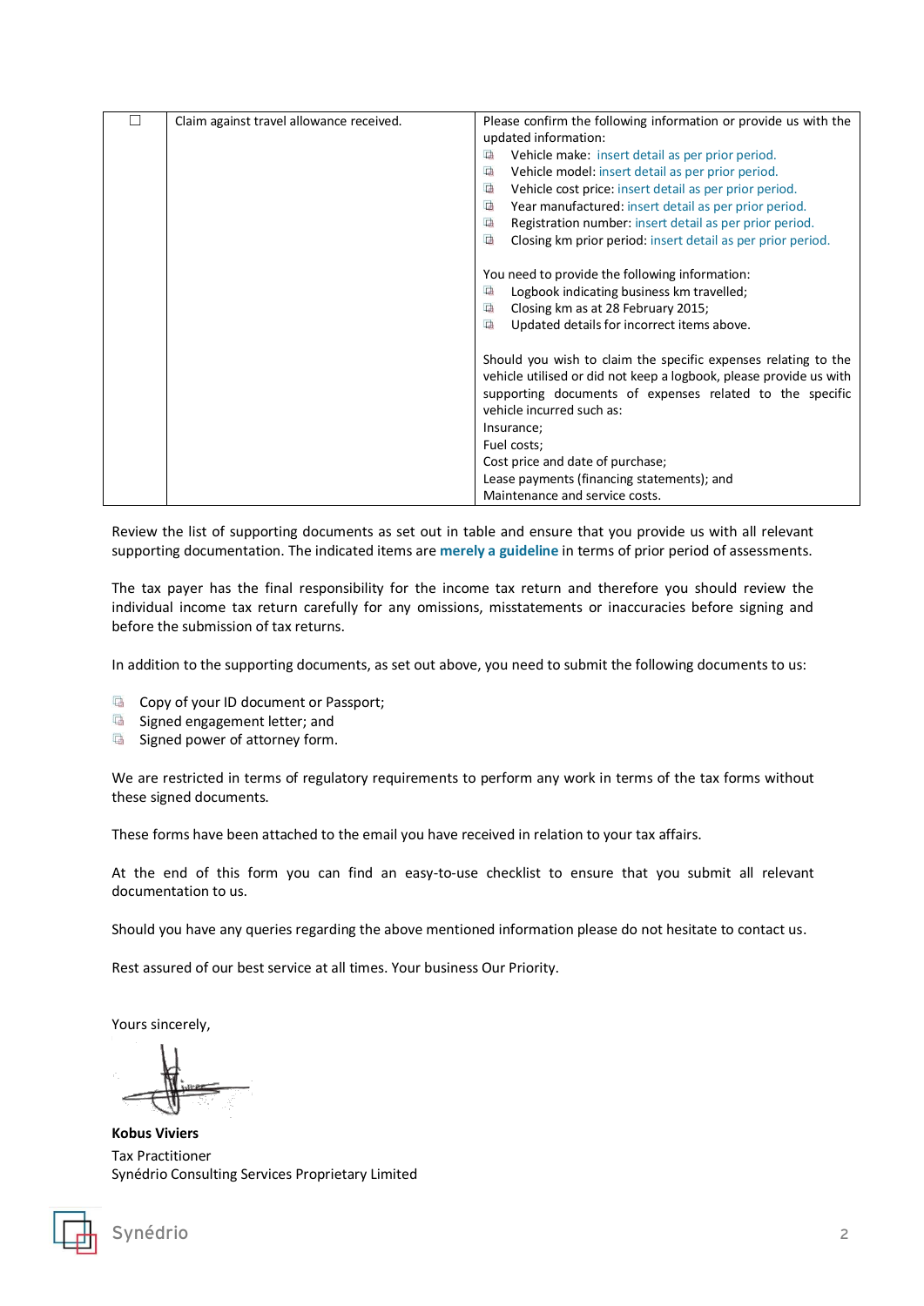| ☐ | Claim against travel allowance received. | Please confirm the following information or provide us with the updated information:<br>- Vehicle make: insert detail as per prior period.<br>- Vehicle model: insert detail as per prior period.<br>- Vehicle cost price: insert detail as per prior period.<br>- Year manufactured: insert detail as per prior period.<br>- Registration number: insert detail as per prior period.<br>- Closing km prior period: insert detail as per prior period.<br><br>You need to provide the following information:<br>- Logbook indicating business km travelled;<br>- Closing km as at 28 February 2015;<br>- Updated details for incorrect items above.<br><br>Should you wish to claim the specific expenses relating to the vehicle utilised or did not keep a logbook, please provide us with supporting documents of expenses related to the specific vehicle incurred such as:<br>Insurance;<br>Fuel costs;<br>Cost price and date of purchase;<br>Lease payments (financing statements); and<br>Maintenance and service costs. |
|---|---|---|

Review the list of supporting documents as set out in table and ensure that you provide us with all relevant supporting documentation. The indicated items are **merely a guideline** in terms of prior period of assessments.

The tax payer has the final responsibility for the income tax return and therefore you should review the individual income tax return carefully for any omissions, misstatements or inaccuracies before signing and before the submission of tax returns.

In addition to the supporting documents, as set out above, you need to submit the following documents to us:

- Copy of your ID document or Passport;
- Signed engagement letter; and
- Signed power of attorney form.

We are restricted in terms of regulatory requirements to perform any work in terms of the tax forms without these signed documents.

These forms have been attached to the email you have received in relation to your tax affairs.

At the end of this form you can find an easy-to-use checklist to ensure that you submit all relevant documentation to us.

Should you have any queries regarding the above mentioned information please do not hesitate to contact us.

Rest assured of our best service at all times. Your business Our Priority.

Yours sincerely,

**Kobus Viviers**
Tax Practitioner
Synédrio Consulting Services Proprietary Limited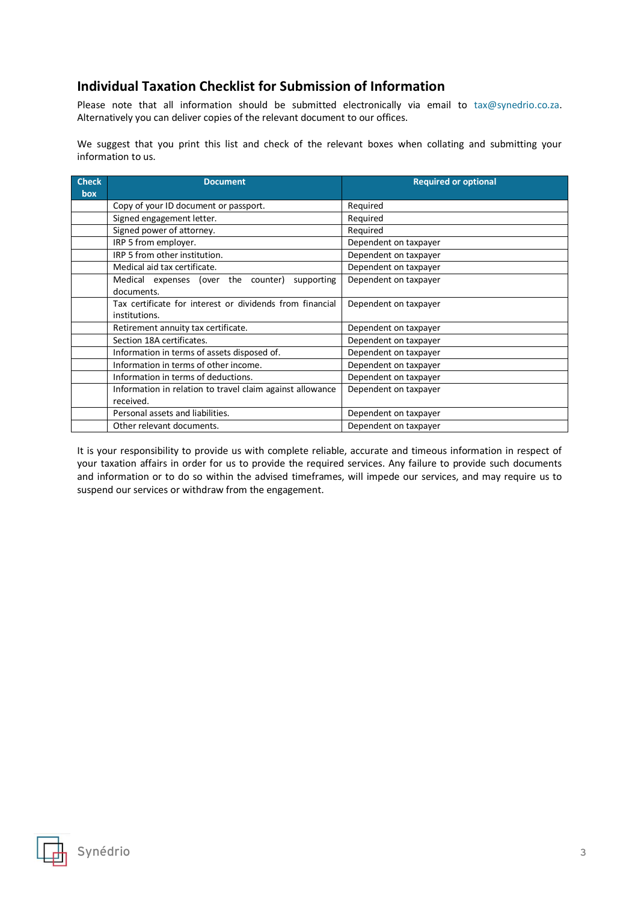## Individual Taxation Checklist for Submission of Information

Please note that all information should be submitted electronically via email to tax@synedrio.co.za. Alternatively you can deliver copies of the relevant document to our offices.

We suggest that you print this list and check of the relevant boxes when collating and submitting your information to us.

| Check box | Document | Required or optional |
|---|---|---|
| | Copy of your ID document or passport. | Required |
| | Signed engagement letter. | Required |
| | Signed power of attorney. | Required |
| | IRP 5 from employer. | Dependent on taxpayer |
| | IRP 5 from other institution. | Dependent on taxpayer |
| | Medical aid tax certificate. | Dependent on taxpayer |
| | Medical expenses (over the counter) supporting documents. | Dependent on taxpayer |
| | Tax certificate for interest or dividends from financial institutions. | Dependent on taxpayer |
| | Retirement annuity tax certificate. | Dependent on taxpayer |
| | Section 18A certificates. | Dependent on taxpayer |
| | Information in terms of assets disposed of. | Dependent on taxpayer |
| | Information in terms of other income. | Dependent on taxpayer |
| | Information in terms of deductions. | Dependent on taxpayer |
| | Information in relation to travel claim against allowance received. | Dependent on taxpayer |
| | Personal assets and liabilities. | Dependent on taxpayer |
| | Other relevant documents. | Dependent on taxpayer |

It is your responsibility to provide us with complete reliable, accurate and timeous information in respect of your taxation affairs in order for us to provide the required services. Any failure to provide such documents and information or to do so within the advised timeframes, will impede our services, and may require us to suspend our services or withdraw from the engagement.